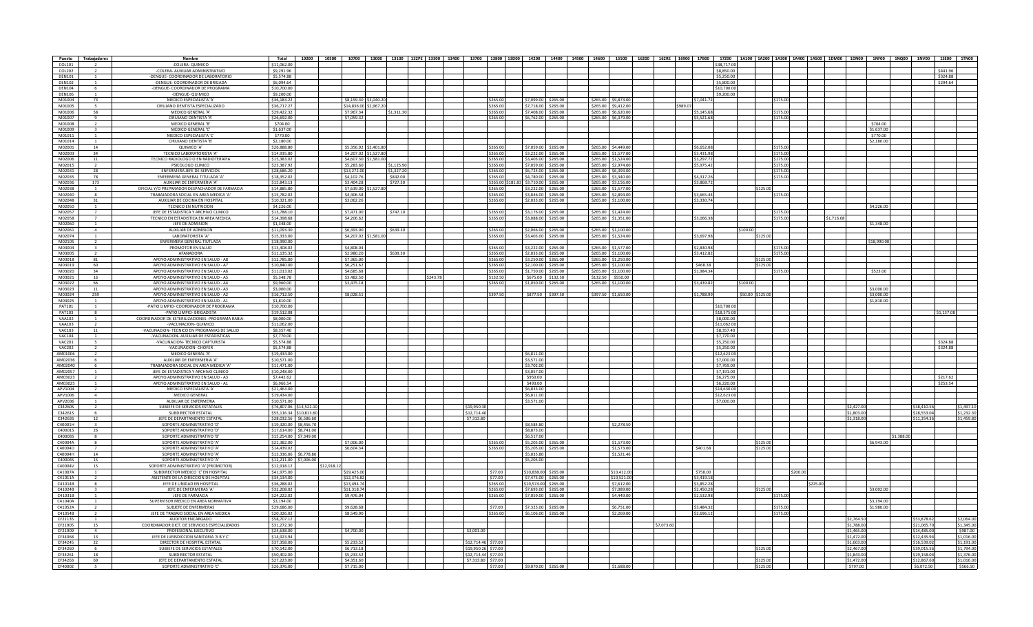| Puesto | Trabajadores | Nombre | Total | 10200 | 10500 | 10700 | 13000 | 13100 | 132PE | 13300 | 13400 | 13700 | 13800 | 13D00 | 14200 | 14400 | 14500 | 14600 | 15500 | 16200 | 162RE | 16900 | 17800 | 17E00 | 1A100 | 1A200 | 1A300 | 1A400 | 1A500 | 1DM00 | 1DN00 | 1NF00 | 1NQ00 | 1NV00 | 15E00 | 1TN00 |
|---|---|---|---|---|---|---|---|---|---|---|---|---|---|---|---|---|---|---|---|---|---|---|---|---|---|---|---|---|---|---|---|---|---|---|---|---|
| COL101 | 2 | -COLERA- QUIMICO | $11,062.00 | | | | | | | | | | | | | | | | | | | | | $38,717.00 | | | | | | | | | | | | |
| COL202 | 2 | -COLERA- AUXILIAR ADMINISTRATIVO | $9,291.96 | | | | | | | | | | | | | | | | | | | | | $8,850.00 | | | | | | | | | | | $443.96 | |
| DEN101 | 1 | -DENGUE- COORDINADOR DE LABORATORIO | $5,574.88 | | | | | | | | | | | | | | | | | | | | | $5,250.00 | | | | | | | | | | | $324.88 | |
| DEN102 | 1 | -DENGUE- COORDINADOR DE BRIGADA | $6,094.64 | | | | | | | | | | | | | | | | | | | | | $5,800.00 | | | | | | | | | | | $294.64 | |
| DEN104 | 6 | -DENGUE- COORDINADOR DE PROGRAMA | $10,700.00 | | | | | | | | | | | | | | | | | | | | | $10,700.00 | | | | | | | | | | | | |
| DEN106 | 1 | -DENGUE- QUIMICO | $9,200.00 | | | | | | | | | | | | | | | | | | | | | $9,200.00 | | | | | | | | | | | | |
| M01004 | 73 | MEDICO ESPECIALISTA 'A' | $36,183.22 | | | $8,159.30 | $3,040.20 | | | | | | $265.00 | | $7,099.00 | $265.00 | | $265.00 | $9,873.00 | | | | $7,041.72 | | | | $175.00 | | | | | | | | | |
| M01005 | 5 | CIRUJANO DENTISTA ESPECIALIZADO | $36,717.27 | | | $14,836.00 | $2,967.20 | | | | | | $265.00 | | $7,718.00 | $265.00 | | $265.00 | $9,412.00 | | | $989.07 | | | | | | | | | | | | | | |
| M01006 | 58 | MEDICO GENERAL 'A' | $29,422.32 | | | $7,967.34 | | $1,311.30 | | | | | $265.00 | | $7,408.00 | $265.00 | | $265.00 | $6,620.00 | | | | $5,145.68 | | | | $175.00 | | | | | | | | | |
| M01007 | 9 | CIRUJANO DENTISTA 'A' | $26,692.00 | | | $7,059.32 | | | | | | | $265.00 | | $6,762.00 | $265.00 | | $265.00 | $6,379.00 | | | | $5,521.68 | | | | $175.00 | | | | | | | | | |
| M01008 | 2 | MEDICO GENERAL 'B' | $704.00 | | | | | | | | | | | | | | | | | | | | | | | | | | | | | $704.00 | | | | |
| M01009 | 3 | MEDICO GENERAL 'C' | $1,637.00 | | | | | | | | | | | | | | | | | | | | | | | | | | | | | $1,637.00 | | | | |
| M01011 | 1 | MEDICO ESPECIALISTA 'C' | $770.00 | | | | | | | | | | | | | | | | | | | | | | | | | | | | | $770.00 | | | | |
| M01014 | 2 | CIRUJANO DENTISTA 'B' | $2,180.00 | | | | | | | | | | | | | | | | | | | | | | | | | | | | | $2,180.00 | | | | |
| M02001 | 14 | QUIMICO 'A' | $26,888.80 | | | $5,356.92 | $2,401.80 | | | | | | $265.00 | | $7,059.00 | $265.00 | | $265.00 | $4,449.00 | | | | $6,652.08 | | | | $175.00 | | | | | | | | | |
| M02003 | 34 | TECNICO LABORATORISTA 'A' | $14,935.80 | | | $4,207.02 | $1,527.80 | | | | | | $265.00 | | $3,222.00 | $265.00 | | $265.00 | $1,577.00 | | | | $3,431.98 | | | | $175.00 | | | | | | | | | |
| M02006 | 11 | TECNICO RADIOLOGO O EN RADIOTERAPIA | $15,383.02 | | | $4,607.30 | $1,581.00 | | | | | | $265.00 | | $3,403.00 | $265.00 | | $265.00 | $1,524.00 | | | | $3,297.72 | | | | $175.00 | | | | | | | | | |
| M02015 | 2 | PSICOLOGO CLINICO | $23,387.92 | | | $5,283.60 | | $1,125.90 | | | | | $265.00 | | $7,059.00 | $265.00 | | $265.00 | $2,974.00 | | | | $5,975.42 | | | | $175.00 | | | | | | | | | |
| M02031 | 28 | ENFERMERA JEFE DE SERVICIOS | $28,686.20 | | | $13,272.00 | | $1,327.20 | | | | | $265.00 | | $6,724.00 | $265.00 | | $265.00 | $6,393.00 | | | | | | | | $175.00 | | | | | | | | | |
| M02035 | 78 | ENFERMERA GENERAL TITULADA 'A' | $18,352.02 | | | $4,102.76 | | $842.00 | | | | | $265.00 | | $4,780.00 | $265.00 | | $265.00 | $3,340.00 | | | | $4,317.26 | | | | $175.00 | | | | | | | | | |
| M02036 | 173 | AUXILIAR DE ENFERMERIA 'A' | $15,843.13 | | | $3,404.28 | | $727.30 | | | | | $265.00 | $181.83 | $3,710.00 | $265.00 | | $265.00 | $3,156.00 | | | | $3,868.72 | | | | | | | | | | | | | |
| M02038 | 1 | OFICIAL Y/O PREPARADOR DESPACHADOR DE FARMACIA | $14,885.80 | | | $7,639.00 | $1,527.80 | | | | | | $265.00 | | $3,222.00 | $265.00 | | $265.00 | $1,577.00 | | | | | | $125.00 | | | | | | | | | | | |
| M02040 | 8 | TRABAJADORA SOCIAL EN AREA MEDICA 'A' | $15,782.02 | | | $4,406.58 | | | | | | | $265.00 | | $3,846.00 | $265.00 | | $265.00 | $2,894.00 | | | | $3,665.44 | | | | $175.00 | | | | | | | | | |
| M02048 | 31 | AUXILIAR DE COCINA EN HOSPITAL | $10,321.00 | | | $3,062.26 | | | | | | | $265.00 | | $2,033.00 | $265.00 | | $265.00 | $1,100.00 | | | | $3,330.74 | | | | | | | | | | | | | |
| M02050 | 1 | TECNICO EN NUTRICION | $4,226.00 | | | | | | | | | | | | | | | | | | | | | | | | | | | | | $4,226.00 | | | | |
| M02057 | 7 | JEFE DE ESTADISTICA Y ARCHIVO CLINICO | $13,788.10 | | | $7,471.00 | | $747.10 | | | | | $265.00 | | $3,176.00 | $265.00 | | $265.00 | $1,424.00 | | | | | | | | $175.00 | | | | | | | | | |
| M02058 | 7 | TECNICO EN ESTADISTICA EN AREA MEDICA | $14,398.68 | | | $4,208.62 | | | | | | | $265.00 | | $3,088.00 | $265.00 | | $265.00 | $1,351.00 | | | | $3,066.38 | | | | $175.00 | | | $1,716.68 | | | | | | |
| M02060 | 1 | JEFE DE ADMISION | $1,348.00 | | | | | | | | | | | | | | | | | | | | | | | | | | | | | $1,348.00 | | | | |
| M02061 | 4 | AUXILIAR DE ADMISION | $15,093.30 | | | $6,393.00 | | $639.30 | | | | | $265.00 | | $2,066.00 | $265.00 | | $265.00 | $1,100.00 | | | | | | $100.00 | | | | | | | | | | | |
| M02074 | 1 | LABORATORISTA 'A' | $15,333.00 | | | $4,207.02 | $1,581.00 | | | | | | $265.00 | | $3,403.00 | $265.00 | | $265.00 | $1,524.00 | | | | $3,697.98 | | $125.00 | | | | | | | | | | | |
| M02105 | 2 | ENFERMERA GENERAL TIUTLADA | $18,990.00 | | | | | | | | | | | | | | | | | | | | | | | | | | | | | $18,990.00 | | | | |
| M03004 | 3 | PROMOTOR EN SALUD | $13,408.02 | | | $4,808.04 | | | | | | | $265.00 | | $3,222.00 | $265.00 | | $265.00 | $1,577.00 | | | | $2,830.98 | | | | $175.00 | | | | | | | | | |
| M03005 | 2 | AFANADORA | $11,135.32 | | | $2,980.20 | | $639.30 | | | | | $265.00 | | $2,033.00 | $265.00 | | $265.00 | $1,100.00 | | | | $3,412.82 | | | | $175.00 | | | | | | | | | |
| M03018 | 81 | APOYO ADMINISTRATIVO EN SALUD - A8 | $12,785.00 | | | $7,365.00 | | | | | | | $265.00 | | $3,250.00 | $265.00 | | $265.00 | $1,250.00 | | | | | | | $125.00 | | | | | | | | | | |
| M03019 | 60 | APOYO ADMINISTRATIVO EN SALUD - A7 | $10,840.00 | | | $6,251.62 | | | | | | | $265.00 | | $2,100.00 | $265.00 | | $265.00 | $1,100.00 | | | | $468.38 | | | $125.00 | | | | | | | | | | |
| M03020 | 34 | APOYO ADMINISTRATIVO EN SALUD - A6 | $11,013.02 | | | $4,685.68 | | | | | | | $265.00 | | $1,750.00 | $265.00 | | $265.00 | $1,100.00 | | | | $1,984.34 | | | | $175.00 | | | | | $523.00 | | | | |
| M03021 | 16 | APOYO ADMINISTRATIVO EN SALUD - A5 | $5,348.78 | | | $3,482.50 | | | $243.78 | | | | $132.50 | | $675.00 | $132.50 | | $132.50 | $550.00 | | | | | | | | | | | | | | | | | |
| M03022 | 66 | APOYO ADMINISTRATIVO EN SALUD - A4 | $9,960.00 | | | $3,475.18 | | | | | | | $265.00 | | $1,050.00 | $265.00 | | $265.00 | $1,100.00 | | | | $3,439.82 | | $100.00 | | | | | | | | | | | |
| M03023 | 11 | APOYO ADMINISTRATIVO EN SALUD - A3 | $3,000.00 | | | | | | | | | | | | | | | | | | | | | | | | | | | | | $3,000.00 | | | | |
| M03024 | 259 | APOYO ADMINISTRATIVO EN SALUD - A2 | $16,712.50 | | | $8,028.51 | | | | | | | $397.50 | | $877.50 | $397.50 | | $397.50 | $1,650.00 | | | | $1,788.99 | | $50.00 | $125.00 | | | | | | | | | | |
| M03025 | 1 | APOYO ADMINISTRATIVO EN SALUD - A1 | $1,810.00 | | | | | | | | | | | | | | | | | | | | | | | | | | | | | $1,810.00 | | | | |
| PAT101 | 1 | -PATIO LIMPIO- COORDINADOR DE PROGRAMA | $10,700.00 | | | | | | | | | | | | | | | | | | | | | $10,700.00 | | | | | | | | | | | | |
| PAT103 | 8 | -PATIO LIMPIO- BRIGADISTA | $19,512.08 | | | | | | | | | | | | | | | | | | | | | $18,375.00 | | | | | | | | | | | $1,137.08 | |
| VAA102 | 1 | COORDINADOR DE ESTERILIZACIONES -PROGRAMA RABIA- | $8,000.00 | | | | | | | | | | | | | | | | | | | | | $8,000.00 | | | | | | | | | | | | |
| VAA103 | 2 | -VACUNACION- QUIMICO | $11,062.00 | | | | | | | | | | | | | | | | | | | | | $11,062.00 | | | | | | | | | | | | |
| VAC103 | 11 | -VACUNACION- TECNICO EN PROGRAMAS DE SALUD | $8,357.40 | | | | | | | | | | | | | | | | | | | | | $8,357.40 | | | | | | | | | | | | |
| VAC104 | 1 | -VACUNACION- AUXILIAR DE ESTADISTICAS | $7,770.00 | | | | | | | | | | | | | | | | | | | | | $7,770.00 | | | | | | | | | | | | |
| VAC201 | 5 | -VACUNACION- TECNICO CAPTURISTA | $5,574.88 | | | | | | | | | | | | | | | | | | | | | $5,250.00 | | | | | | | | | | | $324.88 | |
| VAC202 | 2 | -VACUNACION- CHOFER | $5,574.88 | | | | | | | | | | | | | | | | | | | | | $5,250.00 | | | | | | | | | | | $324.88 | |
| AM01006 | 2 | MEDICO GENERAL 'A' | $19,434.00 | | | | | | | | | | | | $6,811.00 | | | | | | | | | $12,623.00 | | | | | | | | | | | | |
| AM02036 | 6 | AUXILIAR DE ENFERMERIA 'A' | $10,571.00 | | | | | | | | | | | | $3,571.00 | | | | | | | | | $7,000.00 | | | | | | | | | | | | |
| AM02040 | 6 | TRABAJADORA SOCIAL EN AREA MEDICA 'A' | $11,471.00 | | | | | | | | | | | | $3,702.00 | | | | | | | | | $7,769.00 | | | | | | | | | | | | |
| AM02057 | 1 | JEFE DE ESTADISTICA Y ARCHIVO CLINICO | $10,248.00 | | | | | | | | | | | | $3,057.00 | | | | | | | | | $7,191.00 | | | | | | | | | | | | |
| AM03023 | 2 | APOYO ADMINISTRATIVO EN SALUD - A3 | $7,442.62 | | | | | | | | | | | | $950.00 | | | | | | | | | $6,275.00 | | | | | | | | | | | $217.62 | |
| AM03025 | 1 | APOYO ADMINISTRATIVO EN SALUD - A1 | $6,966.54 | | | | | | | | | | | | $493.00 | | | | | | | | | $6,220.00 | | | | | | | | | | | $253.54 | |
| APV1004 | 2 | MEDICO ESPECIALISTA 'A' | $21,463.00 | | | | | | | | | | | | $6,833.00 | | | | | | | | | $14,630.00 | | | | | | | | | | | | |
| APV1006 | 4 | MEDICO GENERAL | $19,434.00 | | | | | | | | | | | | $6,811.00 | | | | | | | | | $12,623.00 | | | | | | | | | | | | |
| APV2036 | 1 | AUXILIAR DE ENFERMERIA | $10,571.00 | | | | | | | | | | | | $3,571.00 | | | | | | | | | $7,000.00 | | | | | | | | | | | | |
| C34260S | 2 | SUBJEFE DE SERVICIOS ESTATALES | $76,807.08 | $14,522.10 | | | | | | | | $19,950.30 | | | | | | | | | | | | | | | | | | | $2,427.00 | | | $38,410.56 | | $1,497.10 |
| C34261S | 6 | SUBDIRECTOR ESTATAL | $55,116.34 | $10,813.60 | | | | | | | | $12,714.40 | | | | | | | | | | | | | | | | | | | $1,803.00 | | | $28,553.04 | | $1,232.30 |
| C34263S | 12 | JEFE DE DEPARTAMENTO ESTATAL | $28,032.56 | $6,586.60 | | | | | | | | $7,313.80 | | | | | | | | | | | | | | | | | | | $1,318.00 | | | $11,354.36 | | $1,459.80 |
| C40001H | 3 | SOPORTE ADMINISTRATIVO 'D' | $19,320.00 | $8,456.70 | | | | | | | | | | | $8,584.80 | | | | $2,278.50 | | | | | | | | | | | | | | | | | |
| C40001S | 26 | SOPORTE ADMINISTRATIVO 'D' | $17,614.00 | $8,741.00 | | | | | | | | | | | $8,873.00 | | | | | | | | | | | | | | | | | | | | | |
| C40003S | 8 | SOPORTE ADMINISTRATIVO 'B' | $15,254.00 | $7,549.00 | | | | | | | | | | | $6,517.00 | | | | | | | | | | | | | | | | | | $1,388.00 | | | |
| C40004A | 8 | SOPORTE ADMINISTRATIVO 'A' | $21,382.00 | | | $7,006.00 | | | | | | | $265.00 | | $5,205.00 | $265.00 | | | $1,573.00 | | | | | | $125.00 | | | | | | | $6,943.00 | | | | |
| C40004D | 7 | SOPORTE ADMINISTRATIVO 'A' | $14,439.02 | | | $6,604.34 | | | | | | | $265.00 | | $5,205.00 | $265.00 | | | $1,573.00 | | | | $401.68 | | $125.00 | | | | | | | | | | | |
| C40004H | 14 | SOPORTE ADMINISTRATIVO 'A' | $13,336.06 | $6,778.80 | | | | | | | | | | | $5,035.80 | | | | $1,521.46 | | | | | | | | | | | | | | | | | |
| C40004S | 15 | SOPORTE ADMINISTRATIVO 'A' | $12,211.00 | $7,006.00 | | | | | | | | | | | $5,205.00 | | | | | | | | | | | | | | | | | | | | | |
| C40004V | 15 | SOPORTE ADMINISTRATIVO 'A' (PROMOTOR) | $12,918.12 | | $12,918.12 | | | | | | | | | | | | | | | | | | | | | | | | | | | | | | | |
| C41007A | 1 | SUBDIRECTOR MEDICO 'C' EN HOSPITAL | $41,975.00 | | | $19,425.00 | | | | | | | $77.00 | | $10,838.00 | $265.00 | | | $10,412.00 | | | | $758.00 | | | | | $200.00 | | | | | | | | |
| C41011A | 2 | ASISTENTE DE LA DIRECCION DE HOSPITAL | $34,134.00 | | | $12,576.82 | | | | | | | $77.00 | | $7,475.00 | $265.00 | | | $10,521.00 | | | | $3,419.18 | | | | | | | | | | | | | |
| C41014B | 8 | JEFE DE UNIDAD EN HOSPITAL | $36,288.02 | | | $13,494.74 | | | | | | | $265.00 | | $10,574.00 | $265.00 | | | $7,612.00 | | | | $3,852.28 | | | | | | $225.00 | | | | | | | |
| C41024B | 3 | JEFE DE ENFERMERAS 'A' | $32,208.02 | | | $11,318.74 | | | | | | | $265.00 | | $7,693.00 | $265.00 | | | $7,089.00 | | | | $2,450.28 | | $125.00 | | | | | | | $3,002.00 | | | | |
| C41031B | 1 | JEFE DE FARMACIA | $24,222.02 | | | $9,476.04 | | | | | | | $265.00 | | $7,059.00 | $265.00 | | | $4,449.00 | | | | $2,532.98 | | | | $175.00 | | | | | | | | | |
| C41040A | 1 | SUPERVISOR MEDICO EN AREA NORMATIVA | $3,194.00 | | | | | | | | | | | | | | | | | | | | | | | | | | | | | $3,194.00 | | | | |
| C41052A | 2 | SUBJEFE DE ENFERMERAS | $29,686.00 | | | $9,628.68 | | | | | | | $77.00 | | $7,325.00 | $265.00 | | | $6,751.00 | | | | $3,484.32 | | | | $175.00 | | | | | $1,980.00 | | | | |
| C41054B | 2 | JEFE DE TRABAJO SOCIAL EN AREA MEDICA | $20,326.02 | | | $8,549.90 | | | | | | | $265.00 | | $6,306.00 | $265.00 | | | $2,269.00 | | | | $2,696.12 | | | | $175.00 | | | | | | | | | |
| CF21135 | 1 | AUDITOR ENCARGADO | $58,707.12 | | | | | | | | | | | | | | | | | | | | | | | | | | | | $2,764.50 | | | $53,878.62 | | $2,064.00 |
| CF21905 | 15 | COORDINADOR DICT. DE SERVICIOS ESPECIALIZADOS | $31,272.30 | | | | | | | | | | | | | | | | | $7,073.60 | | | | | | | | | | | $1,788.00 | | | $21,065.70 | | $1,345.00 |
| CF21909 | 4 | PROFESIONAL EJECUTIVO | $24,638.00 | | | $4,700.00 | | | | | | $3,001.00 | | | | | | | | | | | | | | | | | | | $1,465.00 | | | $14,485.00 | | $987.00 |
| CF34068 | 13 | JEFE DE JURISDICCION SANITARIA 'A B Y C' | $14,923.94 | | | | | | | | | | | | | | | | | | | | | | | | | | | | $1,472.00 | | | $12,435.94 | | $1,016.00 |
| CF34245 | 22 | DIRECTOR DE HOSPITAL ESTATAL | $37,358.00 | | | $5,233.52 | | | | | | $12,714.46 | $77.00 | | | | | | | | | | | | | | | | | | $1,603.00 | | | $16,539.02 | | $1,191.00 |
| CF34260 | 6 | SUBJEFE DE SERVICIOS ESTATALES | $70,142.00 | | | $6,713.18 | | | | | | $19,950.26 | $77.00 | | | | | | | | | | | | $125.00 | | | | | | $2,467.00 | | | $39,015.56 | | $1,794.00 |
| CF34261 | 18 | SUBDIRECTOR ESTATAL | $50,402.00 | | | $5,233.52 | | | | | | $12,714.44 | $77.00 | | | | | | | | | | | | | | | | | | $1,843.00 | | | $29,158.04 | | $1,376.00 |
| CF34263 | 69 | JEFE DE DEPARTAMENTO ESTATAL | $27,223.00 | | | $4,351.60 | | | | | | $7,313.80 | $77.00 | | | | | | | | | | | | $125.00 | | | | | | $1,472.00 | | | $12,867.60 | | $1,016.00 |
| CF40002 | 5 | SOPORTE ADMINISTRATIVO 'C' | $26,376.00 | | | $7,715.00 | | | | | | | $77.00 | | $9,070.00 | $265.00 | | | $1,688.00 | | | | | | $125.00 | | | | | | | $797.00 | | $6,072.50 | | $566.50 |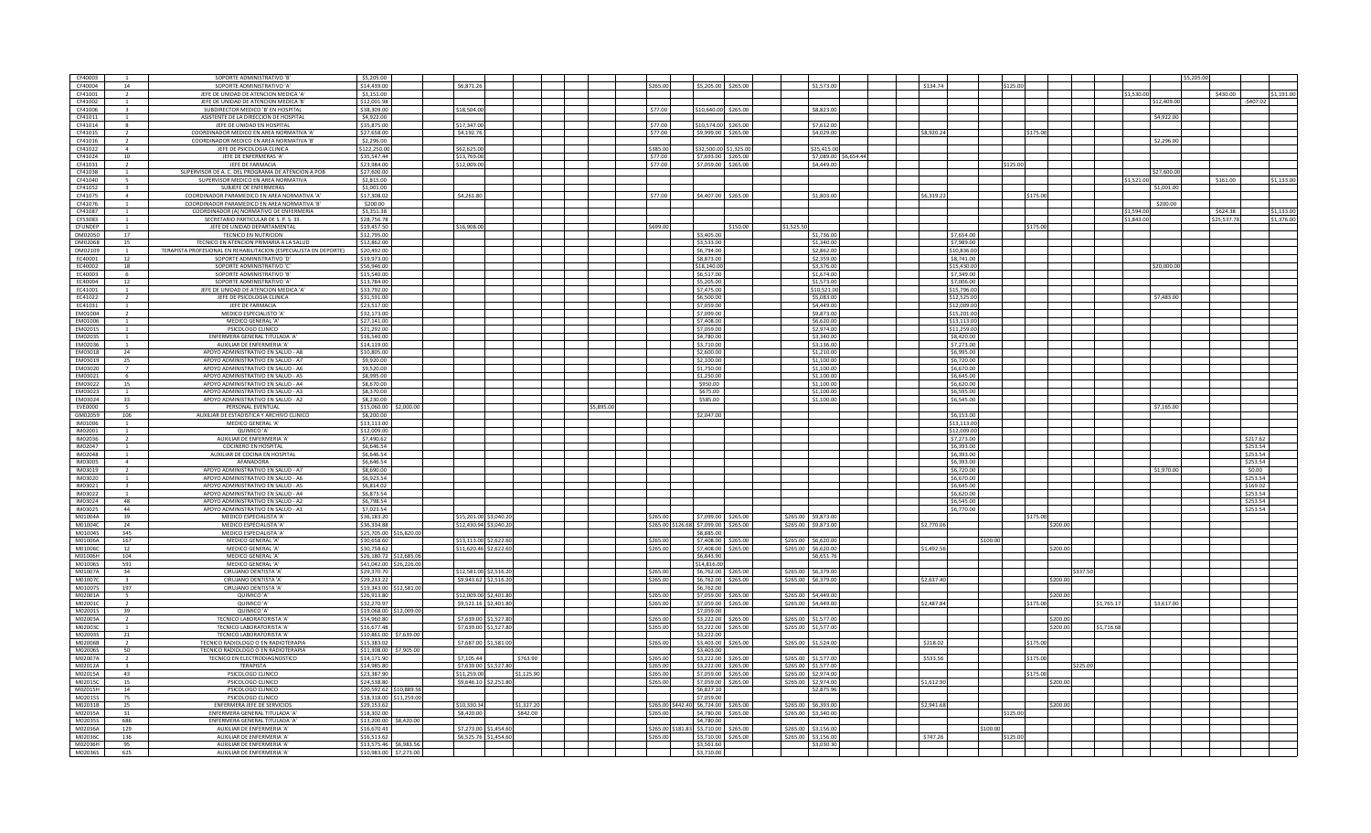| | | | | | | | | | | | | | | | | | | | | | | | | | | | | | |
|---|---|---|---|---|---|---|---|---|---|---|---|---|---|---|---|---|---|---|---|---|---|---|---|---|---|---|---|---|---|
| CF40003 | 1 | SOPORTE ADMINISTRATIVO 'B' | $5,205.00 | | | | | | | | | | | | | | | | | | | | | | | $5,205.00 | | | |
| CF40004 | 14 | SOPORTE ADMINISTRATIVO 'A' | $14,439.00 | | $6,871.26 | | | | | $265.00 | | $5,205.00 | $265.00 | | $1,573.00 | | $134.74 | | | $125.00 | | | | | | | | | |
| CF41001 | 2 | JEFE DE UNIDAD DE ATENCION MEDICA 'A' | $5,151.00 | | | | | | | | | | | | | | | | | | | | | $1,530.00 | | | $430.00 | | $1,191.00 |
| CF41002 | 1 | JEFE DE UNIDAD DE ATENCION MEDICA 'B' | $12,001.98 | | | | | | | | | | | | | | | | | | | | | | $12,409.00 | | | -$407.02 | |
| CF41006 | 3 | SUBDIRECTOR MEDICO 'B' EN HOSPITAL | $38,309.00 | | $18,504.00 | | | | | $77.00 | | $10,640.00 | $265.00 | | $8,823.00 | | | | | | | | | | | | | | |
| CF41011 | 1 | ASISTENTE DE LA DIRECCION DE HOSPITAL | $4,922.00 | | | | | | | | | | | | | | | | | | | | | | $4,922.00 | | | | |
| CF41014 | 8 | JEFE DE UNIDAD EN HOSPITAL | $35,875.00 | | $17,547.00 | | | | | $77.00 | | $10,574.00 | $265.00 | | $7,612.00 | | | | | | | | | | | | | | |
| CF41015 | 2 | COORDINADOR MEDICO EN AREA NORMATIVA 'A' | $27,658.00 | | $4,192.76 | | | | | $77.00 | | $9,999.00 | $265.00 | | $4,029.00 | | $8,920.24 | | | $175.00 | | | | | | | | | |
| CF41016 | 2 | COORDINADOR MEDICO EN AREA NORMATIVA 'B' | $2,296.00 | | | | | | | | | | | | | | | | | | | | | | $2,296.00 | | | | |
| CF41022 | 4 | JEFE DE PSICOLOGIA CLINICA | $122,250.00 | | $62,625.00 | | | | | $385.00 | | $32,500.00 | $1,325.00 | | $25,415.00 | | | | | | | | | | | | | | |
| CF41024 | 10 | JEFE DE ENFERMERAS 'A' | $35,547.44 | | $13,769.00 | | | | | $77.00 | | $7,693.00 | $265.00 | | $7,089.00 | $6,654.44 | | | | | | | | | | | | | |
| CF41031 | 2 | JEFE DE FARMACIA | $23,984.00 | | $12,009.00 | | | | | $77.00 | | $7,059.00 | $265.00 | | $4,449.00 | | | | | $125.00 | | | | | | | | | |
| CF41038 | 1 | SUPERVISOR DE A. C. DEL PROGRAMA DE ATENCION A POB | $27,600.00 | | | | | | | | | | | | | | | | | | | | | | $27,600.00 | | | | |
| CF41040 | 5 | SUPERVISOR MEDICO EN AREA NORMATIVA | $2,815.00 | | | | | | | | | | | | | | | | | | | | | $1,521.00 | | | $161.00 | | $1,133.00 |
| CF41052 | 3 | SUBJEFE DE ENFERMERAS | $1,001.00 | | | | | | | | | | | | | | | | | | | | | | $1,001.00 | | | | |
| CF41075 | 4 | COORDINADOR PARAMEDICO EN AREA NORMATIVA 'A' | $17,308.02 | | $4,261.80 | | | | | $77.00 | | $4,407.00 | $265.00 | | $1,803.00 | | $6,319.22 | | | $175.00 | | | | | | | | | |
| CF41076 | 1 | COORDINADOR PARAMEDICO EN AREA NORMATIVA 'B' | $200.00 | | | | | | | | | | | | | | | | | | | | | | $200.00 | | | | |
| CF41087 | 1 | COORDINADOR (A) NORMATIVO DE ENFERMERIA | $3,351.38 | | | | | | | | | | | | | | | | | | | | | $1,594.00 | | | $624.38 | | $1,133.00 |
| CF53083 | 1 | SECRETARIO PARTICULAR DE S. P. S. 33. | $28,756.78 | | | | | | | | | | | | | | | | | | | | | $1,843.00 | | | $25,537.78 | | $1,376.00 |
| CFUNDEP | 1 | JEFE DE UNIDAD DEPARTAMENTAL | $19,457.50 | | $16,908.00 | | | | | $699.00 | | | $150.00 | $1,525.50 | | | | | | $175.00 | | | | | | | | | |
| DM02050 | 17 | TECNICO EN NUTRICION | $12,795.00 | | | | | | | | | $3,405.00 | | | $1,736.00 | | | $7,654.00 | | | | | | | | | | | |
| DM02068 | 15 | TECNICO EN ATENCION PRIMARIA A LA SALUD | $12,862.00 | | | | | | | | | $3,533.00 | | | $1,340.00 | | | $7,989.00 | | | | | | | | | | | |
| DM02109 | 1 | TERAPISTA PROFESIONAL EN REHABILITACION (ESPECIALISTA EN DEPORTE) | $20,492.00 | | | | | | | | | $6,794.00 | | | $2,862.00 | | | $10,836.00 | | | | | | | | | | | |
| EC40001 | 12 | SOPORTE ADMINISTRATIVO 'D' | $19,973.00 | | | | | | | | | $8,873.00 | | | $2,359.00 | | | $8,741.00 | | | | | | | | | | | |
| EC40002 | 18 | SOPORTE ADMINISTRATIVO 'C' | $56,946.00 | | | | | | | | | $18,140.00 | | | $3,376.00 | | | $15,430.00 | | | | | | | $20,000.00 | | | | |
| EC40003 | 6 | SOPORTE ADMINISTRATIVO 'B' | $15,540.00 | | | | | | | | | $6,517.00 | | | $1,674.00 | | | $7,349.00 | | | | | | | | | | | |
| EC40004 | 12 | SOPORTE ADMINISTRATIVO 'A' | $13,784.00 | | | | | | | | | $5,205.00 | | | $1,573.00 | | | $7,006.00 | | | | | | | | | | | |
| EC41001 | 1 | JEFE DE UNIDAD DE ATENCION MEDICA 'A' | $33,792.00 | | | | | | | | | $7,475.00 | | | $10,521.00 | | | $15,796.00 | | | | | | | | | | | |
| EC41022 | 2 | JEFE DE PSICOLOGIA CLINICA | $31,591.00 | | | | | | | | | $6,500.00 | | | $5,083.00 | | | $12,525.00 | | | | | | | $7,483.00 | | | | |
| EC41031 | 1 | JEFE DE FARMACIA | $23,517.00 | | | | | | | | | $7,059.00 | | | $4,449.00 | | | $12,009.00 | | | | | | | | | | | |
| EM01004 | 2 | MEDICO ESPECIALISTO 'A' | $32,173.00 | | | | | | | | | $7,099.00 | | | $9,873.00 | | | $15,201.00 | | | | | | | | | | | |
| EM01006 | 1 | MEDICO GENERAL 'A' | $27,141.00 | | | | | | | | | $7,408.00 | | | $6,620.00 | | | $13,113.00 | | | | | | | | | | | |
| EM02015 | 1 | PSICOLOGO CLINICO | $21,292.00 | | | | | | | | | $7,059.00 | | | $2,974.00 | | | $11,259.00 | | | | | | | | | | | |
| EM02035 | 1 | ENFERMERA GENERAL TITULADA 'A' | $16,540.00 | | | | | | | | | $4,780.00 | | | $3,340.00 | | | $8,420.00 | | | | | | | | | | | |
| EM02036 | 1 | AUXILIAR DE ENFERMERIA 'A' | $14,119.00 | | | | | | | | | $3,710.00 | | | $3,156.00 | | | $7,273.00 | | | | | | | | | | | |
| EM03018 | 24 | APOYO ADMINISTRATIVO EN SALUD - A8 | $10,805.00 | | | | | | | | | $2,600.00 | | | $1,210.00 | | | $6,995.00 | | | | | | | | | | | |
| EM03019 | 25 | APOYO ADMINISTRATIVO EN SALUD - A7 | $9,920.00 | | | | | | | | | $2,100.00 | | | $1,100.00 | | | $6,720.00 | | | | | | | | | | | |
| EM03020 | 7 | APOYO ADMINISTRATIVO EN SALUD - A6 | $9,520.00 | | | | | | | | | $1,750.00 | | | $1,100.00 | | | $6,670.00 | | | | | | | | | | | |
| EM03021 | 6 | APOYO ADMINISTRATIVO EN SALUD - A5 | $8,995.00 | | | | | | | | | $1,250.00 | | | $1,100.00 | | | $6,645.00 | | | | | | | | | | | |
| EM03022 | 15 | APOYO ADMINISTRATIVO EN SALUD - A4 | $8,670.00 | | | | | | | | | $950.00 | | | $1,100.00 | | | $6,620.00 | | | | | | | | | | | |
| EM03023 | 3 | APOYO ADMINISTRATIVO EN SALUD - A3 | $8,370.00 | | | | | | | | | $675.00 | | | $1,100.00 | | | $6,595.00 | | | | | | | | | | | |
| EM03024 | 33 | APOYO ADMINISTRATIVO EN SALUD - A2 | $8,230.00 | | | | | | | | | $585.00 | | | $1,100.00 | | | $6,545.00 | | | | | | | | | | | |
| EVE0000 | 5 | PERSONAL EVENTUAL | $15,060.00 | $2,000.00 | | | | | $5,895.00 | | | | | | | | | | | | | | | | $7,165.00 | | | | |
| GM02059 | 106 | AUXILIAR DE ESTADISTICA Y ARCHIVO CLINICO | $8,200.00 | | | | | | | | | $2,047.00 | | | | | | $6,153.00 | | | | | | | | | | | |
| IM01006 | 1 | MEDICO GENERAL 'A' | $13,113.00 | | | | | | | | | | | | | | | $13,113.00 | | | | | | | | | | | |
| IM02001 | 1 | QUIMICO 'A' | $12,009.00 | | | | | | | | | | | | | | | $12,009.00 | | | | | | | | | | | |
| IM02036 | 2 | AUXILIAR DE ENFERMERIA 'A' | $7,490.62 | | | | | | | | | | | | | | | $7,273.00 | | | | | | | | | | | $217.62 |
| IM02047 | 1 | COCINERO EN HOSPITAL | $6,646.54 | | | | | | | | | | | | | | | $6,393.00 | | | | | | | | | | | $253.54 |
| IM02048 | 1 | AUXILIAR DE COCINA EN HOSPITAL | $6,646.54 | | | | | | | | | | | | | | | $6,393.00 | | | | | | | | | | | $253.54 |
| IM03005 | 4 | AFANADORA | $6,646.54 | | | | | | | | | | | | | | | $6,393.00 | | | | | | | | | | | $253.54 |
| IM03019 | 2 | APOYO ADMINISTRATIVO EN SALUD - A7 | $8,690.00 | | | | | | | | | | | | | | | $6,720.00 | | | | | | | $1,970.00 | | | | $0.00 |
| IM03020 | 1 | APOYO ADMINISTRATIVO EN SALUD - A6 | $6,923.54 | | | | | | | | | | | | | | | $6,670.00 | | | | | | | | | | | $253.54 |
| IM03021 | 3 | APOYO ADMINISTRATIVO EN SALUD - A5 | $6,814.02 | | | | | | | | | | | | | | | $6,645.00 | | | | | | | | | | | $169.02 |
| IM03022 | 1 | APOYO ADMINISTRATIVO EN SALUD - A4 | $6,873.54 | | | | | | | | | | | | | | | $6,620.00 | | | | | | | | | | | $253.54 |
| IM03024 | 48 | APOYO ADMINISTRATIVO EN SALUD - A2 | $6,798.54 | | | | | | | | | | | | | | | $6,545.00 | | | | | | | | | | | $253.54 |
| IM03025 | 44 | APOYO ADMINISTRATIVO EN SALUD - A1 | $7,023.54 | | | | | | | | | | | | | | | $6,770.00 | | | | | | | | | | | $253.54 |
| M01004A | 39 | MEDICO ESPECIALISTA 'A' | $36,183.20 | | $15,201.00 | $3,040.20 | | | | $265.00 | | $7,099.00 | $265.00 | $265.00 | $9,873.00 | | | | | $175.00 | | | | | | | | | |
| M01004C | 24 | MEDICO ESPECIALISTA 'A' | $36,334.88 | | $12,430.94 | $3,040.20 | | | | $265.00 | $126.68 | $7,099.00 | $265.00 | $265.00 | $9,873.00 | | $2,770.06 | | | | $200.00 | | | | | | | | |
| M01004S | 345 | MEDICO ESPECIALISTA 'A' | $25,705.00 | $16,820.00 | | | | | | | | $8,885.00 | | | | | | | | | | | | | | | | | |
| M01006A | 167 | MEDICO GENERAL 'A' | $30,658.60 | | $13,113.00 | $2,622.60 | | | | $265.00 | | $7,408.00 | $265.00 | $265.00 | $6,620.00 | | | | $100.00 | | | | | | | | | | |
| M01006C | 12 | MEDICO GENERAL 'A' | $30,758.62 | | $11,620.46 | $2,622.60 | | | | $265.00 | | $7,408.00 | $265.00 | $265.00 | $6,620.00 | | $1,492.56 | | | | $200.00 | | | | | | | | |
| M01006H | 104 | MEDICO GENERAL 'A' | $26,180.72 | $12,685.06 | | | | | | | | $6,843.90 | | | $6,651.76 | | | | | | | | | | | | | | |
| M01006S | 591 | MEDICO GENERAL 'A' | $41,042.00 | $26,226.00 | | | | | | | | $14,816.00 | | | | | | | | | | | | | | | | | |
| M01007A | 54 | CIRUJANO DENTISTA 'A' | $29,370.70 | | $12,581.00 | $2,516.20 | | | | $265.00 | | $6,762.00 | $265.00 | $265.00 | $6,379.00 | | | | | | | $337.50 | | | | | | | |
| M01007C | 3 | CIRUJANO DENTISTA 'A' | $29,233.22 | | $9,943.62 | $2,516.20 | | | | $265.00 | | $6,762.00 | $265.00 | $265.00 | $6,379.00 | | $2,637.40 | | | | $200.00 | | | | | | | | |
| M01007S | 197 | CIRUJANO DENTISTA 'A' | $19,343.00 | $12,581.00 | | | | | | | | $6,762.00 | | | | | | | | | | | | | | | | | |
| M02001A | 5 | QUIMICO 'A' | $26,913.80 | | $12,009.00 | $2,401.80 | | | | $265.00 | | $7,059.00 | $265.00 | $265.00 | $4,449.00 | | | | | | $200.00 | | | | | | | | |
| M02001C | 2 | QUIMICO 'A' | $32,270.97 | | $9,521.16 | $2,401.80 | | | | $265.00 | | $7,059.00 | $265.00 | $265.00 | $4,449.00 | | $2,487.84 | | | $175.00 | | | $1,765.17 | | $3,617.00 | | | | |
| M02001S | 39 | QUIMICO 'A' | $19,068.00 | $12,009.00 | | | | | | | | $7,059.00 | | | | | | | | | | | | | | | | | |
| M02003A | 2 | TECNICO LABORATORISTA 'A' | $14,960.80 | | $7,639.00 | $1,527.80 | | | | $265.00 | | $3,222.00 | $265.00 | $265.00 | $1,577.00 | | | | | | $200.00 | | | | | | | | |
| M02003C | 1 | TECNICO LABORATORISTA 'A' | $16,677.48 | | $7,639.00 | $1,527.80 | | | | $265.00 | | $3,222.00 | $265.00 | $265.00 | $1,577.00 | | | | | | $200.00 | | $1,716.68 | | | | | | |
| M02003S | 21 | TECNICO LABORATORISTA 'A' | $10,861.00 | $7,639.00 | | | | | | | | $3,222.00 | | | | | | | | | | | | | | | | | |
| M02006B | 2 | TECNICO RADIOLOGO O EN RADIOTERAPIA | $15,383.02 | | $7,687.00 | $1,581.00 | | | | $265.00 | | $3,403.00 | $265.00 | $265.00 | $1,524.00 | | $218.02 | | | $175.00 | | | | | | | | | |
| M02006S | 50 | TECNICO RADIOLOGO O EN RADIOTERAPIA | $11,308.00 | $7,905.00 | | | | | | | | $3,403.00 | | | | | | | | | | | | | | | | | |
| M02007A | 2 | TECNICO EN ELECTRODIAGNOSTICO | $14,171.90 | | $7,105.44 | | $763.90 | | | $265.00 | | $3,222.00 | $265.00 | $265.00 | $1,577.00 | | $533.56 | | | $175.00 | | | | | | | | | |
| M02012A | 3 | TERAPISTA | $14,985.80 | | $7,639.00 | $1,527.80 | | | | $265.00 | | $3,222.00 | $265.00 | $265.00 | $1,577.00 | | | | | | | $225.00 | | | | | | | |
| M02015A | 43 | PSICOLOGO CLINICO | $23,387.90 | | $11,259.00 | | $1,125.90 | | | $265.00 | | $7,059.00 | $265.00 | $265.00 | $2,974.00 | | | | | $175.00 | | | | | | | | | |
| M02015C | 15 | PSICOLOGO CLINICO | $24,538.80 | | $9,646.10 | $2,251.80 | | | | $265.00 | | $7,059.00 | $265.00 | $265.00 | $2,974.00 | | $1,612.90 | | | | $200.00 | | | | | | | | |
| M02015H | 14 | PSICOLOGO CLINICO | $20,592.62 | $10,889.56 | | | | | | | | $6,827.10 | | | $2,875.96 | | | | | | | | | | | | | | |
| M02015S | 75 | PSICOLOGO CLINICO | $18,318.00 | $11,259.00 | | | | | | | | $7,059.00 | | | | | | | | | | | | | | | | | |
| M02031B | 25 | ENFERMERA JEFE DE SERVICIOS | $29,153.62 | | $10,530.34 | | $1,327.20 | | | $265.00 | $442.40 | $6,724.00 | $265.00 | $265.00 | $6,393.00 | | $2,941.68 | | | | $200.00 | | | | | | | | |
| M02035A | 31 | ENFERMERA GENERAL TITULADA 'A' | $18,302.00 | | $8,420.00 | | $842.00 | | | $265.00 | | $4,780.00 | $265.00 | $265.00 | $3,340.00 | | | | | $125.00 | | | | | | | | | |
| M02035S | 686 | ENFERMERA GENERAL TITULADA 'A' | $13,200.00 | $8,420.00 | | | | | | | | $4,780.00 | | | | | | | | | | | | | | | | | |
| M02036A | 129 | AUXILIAR DE ENFERMERIA 'A' | $16,670.43 | | $7,273.00 | $1,454.60 | | | | $265.00 | $181.83 | $3,710.00 | $265.00 | $265.00 | $3,156.00 | | | | $100.00 | | | | | | | | | | |
| M02036C | 136 | AUXILIAR DE ENFERMERIA 'A' | $16,513.62 | | $6,525.76 | $1,454.60 | | | | $265.00 | | $3,710.00 | $265.00 | $265.00 | $3,156.00 | | $747.26 | | | $125.00 | | | | | | | | | |
| M02036H | 95 | AUXILIAR DE ENFERMERIA 'A' | $13,575.46 | $6,983.56 | | | | | | | | $3,561.60 | | | $3,030.30 | | | | | | | | | | | | | | |
| M02036S | 625 | AUXILIAR DE ENFERMERIA 'A' | $10,983.00 | $7,273.00 | | | | | | | | $3,710.00 | | | | | | | | | | | | | | | | | |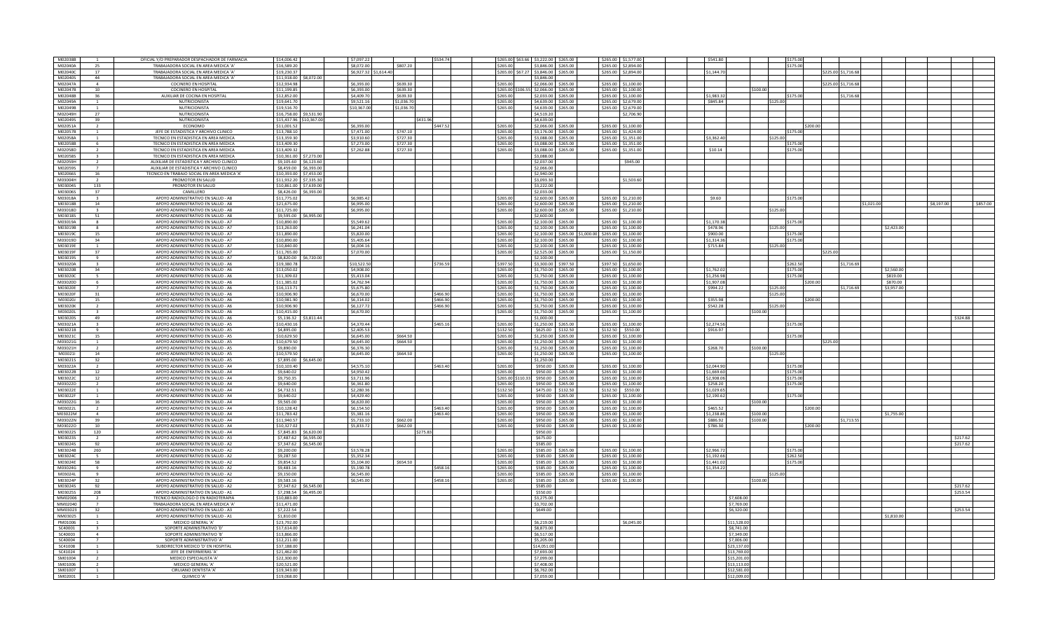| | | | | | | | | | | | | | | | | | | | | | | | | | | |
|---|---|---|---|---|---|---|---|---|---|---|---|---|---|---|---|---|---|---|---|---|---|---|---|---|---|---|
| M02038B | 1 | OFICIAL Y/O PREPARADOR DESPACHADOR DE FARMACIA | $14,006.42 | | $7,097.22 | | | $534.74 | $265.00 | $63.66 | $3,222.00 | $265.00 | | $265.00 | $1,577.00 | $541.80 | | | $175.00 | | | | | | | |
| M02040A | 25 | TRABAJADORA SOCIAL EN AREA MEDICA 'A' | $16,589.20 | | $8,072.00 | $807.20 | | | $265.00 | | $3,846.00 | $265.00 | | $265.00 | $2,894.00 | | | | $175.00 | | | | | | | |
| M02040C | 17 | TRABAJADORA SOCIAL EN AREA MEDICA 'A' | $19,230.37 | | $6,927.32 | $1,614.40 | | | $265.00 | $67.27 | $3,846.00 | $265.00 | | $265.00 | $2,894.00 | $1,144.70 | | | | | $225.00 | $1,716.68 | | | | |
| M02040S | 44 | TRABAJADORA SOCIAL EN AREA MEDICA 'A' | $11,918.00 | $8,072.00 | | | | | | | $3,846.00 | | | | | | | | | | | | | | | |
| M02047A | 4 | COCINERO EN HOSPITAL | $12,934.98 | | $6,399.00 | $639.30 | | | $265.00 | | $2,066.00 | $265.00 | | $265.00 | $1,100.00 | | | | | | $225.00 | $1,716.68 | | | | |
| M02047B | 10 | COCINERO EN HOSPITAL | $11,199.85 | | $6,399.00 | $639.30 | | | $265.00 | $106.55 | $2,066.00 | $265.00 | | $265.00 | $1,100.00 | | $100.00 | | | | | | | | | |
| M02048B | 36 | AUXILIAR DE COCINA EN HOSPITAL | $12,852.00 | | $4,409.70 | $639.30 | | | $265.00 | | $2,033.00 | $265.00 | | $265.00 | $1,100.00 | $1,983.32 | | | $175.00 | | | $1,716.68 | | | | |
| M02049A | 1 | NUTRICIONISTA | $19,641.70 | | $9,521.16 | $1,036.70 | | | $265.00 | | $4,639.00 | $265.00 | | $265.00 | $2,679.00 | $845.84 | | $125.00 | | | | | | | | |
| M02049B | 1 | NUTRICIONISTA | $19,516.70 | | $10,367.00 | $1,036.70 | | | $265.00 | | $4,639.00 | $265.00 | | $265.00 | $2,679.00 | | | | | | | | | | | |
| M02049H | 27 | NUTRICIONISTA | $16,758.00 | $9,531.90 | | | | | | | $4,519.20 | | | | $2,706.90 | | | | | | | | | | | |
| M02049S | 39 | NUTRICIONISTA | $15,437.96 | $10,367.00 | | | $431.96 | | | | $4,639.00 | | | | | | | | | | | | | | | |
| M02051A | 2 | ECONOMO | $13,001.52 | | $6,399.00 | | | $447.52 | $265.00 | | $2,066.00 | $265.00 | | $265.00 | $1,100.00 | | | | | $200.00 | | | | | | |
| M02057B | 1 | JEFE DE ESTADISTICA Y ARCHIVO CLINICO | $13,788.10 | | $7,471.00 | $747.10 | | | $265.00 | | $3,176.00 | $265.00 | | $265.00 | $1,424.00 | | | | $175.00 | | | | | | | |
| M02058A | 1 | TECNICO EN ESTADISTICA EN AREA MEDICA | $13,359.30 | | $3,910.60 | $727.30 | | | $265.00 | | $3,088.00 | $265.00 | | $265.00 | $1,351.00 | $3,362.40 | | $125.00 | | | | | | | | |
| M02058B | 6 | TECNICO EN ESTADISTICA EN AREA MEDICA | $13,409.30 | | $7,273.00 | $727.30 | | | $265.00 | | $3,088.00 | $265.00 | | $265.00 | $1,351.00 | | | | $175.00 | | | | | | | |
| M02058D | 2 | TECNICO EN ESTADISTICA EN AREA MEDICA | $13,409.32 | | $7,262.88 | $727.30 | | | $265.00 | | $3,088.00 | $265.00 | | $265.00 | $1,351.00 | $10.14 | | | $175.00 | | | | | | | |
| M02058S | 3 | TECNICO EN ESTADISTICA EN AREA MEDICA | $10,361.00 | $7,273.00 | | | | | | | $3,088.00 | | | | | | | | | | | | | | | |
| M02059H | 2 | AUXILIAR DE ESTADISTICA Y ARCHIVO CLINICO | $9,105.60 | $6,123.60 | | | | | | | $2,037.00 | | | | $945.00 | | | | | | | | | | | |
| M02059S | 7 | AUXILIAR DE ESTADISTICA Y ARCHIVO CLINICO | $8,459.00 | $6,393.00 | | | | | | | $2,066.00 | | | | | | | | | | | | | | | |
| M02066S | 16 | TECNICO EN TRABAJO SOCIAL EN AREA MEDICA 'A' | $10,393.00 | $7,453.00 | | | | | | | $2,940.00 | | | | | | | | | | | | | | | |
| M03004H | 2 | PROMOTOR EN SALUD | $11,952.20 | $7,335.30 | | | | | | | $3,093.30 | | | | $1,503.60 | | | | | | | | | | | |
| M03004S | 133 | PROMOTOR EN SALUD | $10,861.00 | $7,639.00 | | | | | | | $3,222.00 | | | | | | | | | | | | | | | |
| M03006S | 37 | CAMILLERO | $8,426.00 | $6,393.00 | | | | | | | $2,033.00 | | | | | | | | | | | | | | | |
| M03018A | 3 | APOYO ADMINISTRATIVO EN SALUD - A8 | $11,775.02 | | $6,985.42 | | | | $265.00 | | $2,600.00 | $265.00 | | $265.00 | $1,210.00 | $9.60 | | | $175.00 | | | | | | | |
| M03018B | 14 | APOYO ADMINISTRATIVO EN SALUD - A8 | $21,675.00 | | $6,995.00 | | | | $265.00 | | $2,600.00 | $265.00 | | $265.00 | $1,210.00 | | | | | | | | $1,021.00 | $8,197.00 | | $857.00 |
| M03018D | 3 | APOYO ADMINISTRATIVO EN SALUD - A8 | $11,725.00 | | $6,995.00 | | | | $265.00 | | $2,600.00 | $265.00 | | $265.00 | $1,210.00 | | | $125.00 | | | | | | | | |
| M03018S | 51 | APOYO ADMINISTRATIVO EN SALUD - A8 | $9,595.00 | $6,995.00 | | | | | | | $2,600.00 | | | | | | | | | | | | | | | |
| M03019A | 8 | APOYO ADMINISTRATIVO EN SALUD - A7 | $10,890.00 | | $5,549.62 | | | | $265.00 | | $2,100.00 | $265.00 | | $265.00 | $1,100.00 | $1,170.38 | | | $175.00 | | | | | | | |
| M03019B | 8 | APOYO ADMINISTRATIVO EN SALUD - A7 | $13,263.00 | | $6,241.04 | | | | $265.00 | | $2,100.00 | $265.00 | | $265.00 | $1,100.00 | $478.96 | | $125.00 | | | | | $2,423.00 | | | |
| M03019C | 15 | APOYO ADMINISTRATIVO EN SALUD - A7 | $11,890.00 | | $5,820.00 | | | | $265.00 | | $2,100.00 | $265.00 | $1,000.00 | $265.00 | $1,100.00 | $900.00 | | | $175.00 | | | | | | | |
| M03019D | 34 | APOYO ADMINISTRATIVO EN SALUD - A7 | $10,890.00 | | $5,405.64 | | | | $265.00 | | $2,100.00 | $265.00 | | $265.00 | $1,100.00 | $1,314.36 | | | $175.00 | | | | | | | |
| M03019E | 1 | APOYO ADMINISTRATIVO EN SALUD - A7 | $10,840.00 | | $6,004.16 | | | | $265.00 | | $2,100.00 | $265.00 | | $265.00 | $1,100.00 | $715.84 | | $125.00 | | | $225.00 | | | | | |
| M03019F | 37 | APOYO ADMINISTRATIVO EN SALUD - A7 | $11,765.00 | | $7,070.00 | | | | $265.00 | | $2,525.00 | $265.00 | | $265.00 | $1,150.00 | | | | | | | | | | | |
| M03019S | 9 | APOYO ADMINISTRATIVO EN SALUD - A7 | $8,820.00 | $6,720.00 | | | | | | | $2,100.00 | | | | | | | | | | | | | | | |
| M03020A | 3 | APOYO ADMINISTRATIVO EN SALUD - A6 | $19,380.78 | | $10,522.50 | | | $736.59 | $397.50 | | $3,300.00 | $397.50 | | $397.50 | $1,650.00 | | | | $262.50 | | | $1,716.68 | | | | |
| M03020B | 34 | APOYO ADMINISTRATIVO EN SALUD - A6 | $13,050.02 | | $4,908.00 | | | | $265.00 | | $1,750.00 | $265.00 | | $265.00 | $1,100.00 | $1,762.02 | | | $175.00 | | | | $2,560.00 | | | |
| M03020C | 5 | APOYO ADMINISTRATIVO EN SALUD - A6 | $11,309.02 | | $5,413.04 | | | | $265.00 | | $1,750.00 | $265.00 | | $265.00 | $1,100.00 | $1,256.98 | | | $175.00 | | | | $819.00 | | | |
| M03020D | 6 | APOYO ADMINISTRATIVO EN SALUD - A6 | $11,385.02 | | $4,762.94 | | | | $265.00 | | $1,750.00 | $265.00 | | $265.00 | $1,100.00 | $1,907.08 | | | | $200.00 | | | $870.00 | | | |
| M03020E | 7 | APOYO ADMINISTRATIVO EN SALUD - A6 | $16,113.71 | | $5,675.80 | | | | $265.00 | | $1,750.00 | $265.00 | | $265.00 | $1,100.00 | $994.22 | | $125.00 | | | | $1,716.69 | $3,957.00 | | | |
| M03020F | 31 | APOYO ADMINISTRATIVO EN SALUD - A6 | $10,906.90 | | $6,670.00 | | | $466.90 | $265.00 | | $1,750.00 | $265.00 | | $265.00 | $1,100.00 | | | $125.00 | | | | | | | | |
| M03020I | 15 | APOYO ADMINISTRATIVO EN SALUD - A6 | $10,981.90 | | $6,314.02 | | | $466.90 | $265.00 | | $1,750.00 | $265.00 | | $265.00 | $1,100.00 | $355.98 | | | | $200.00 | | | | | | |
| M03020K | 2 | APOYO ADMINISTRATIVO EN SALUD - A6 | $10,906.90 | | $6,127.72 | | | $466.90 | $265.00 | | $1,750.00 | $265.00 | | $265.00 | $1,100.00 | $542.28 | | $125.00 | | | | | | | | |
| M03020L | 3 | APOYO ADMINISTRATIVO EN SALUD - A6 | $10,415.00 | | $6,670.00 | | | | $265.00 | | $1,750.00 | $265.00 | | $265.00 | $1,100.00 | | $100.00 | | | | | | | | | |
| M03020S | 49 | APOYO ADMINISTRATIVO EN SALUD - A6 | $5,136.32 | $3,811.44 | | | | | | | $1,000.00 | | | | | | | | | | | | | | $324.88 | |
| M03021A | 3 | APOYO ADMINISTRATIVO EN SALUD - A5 | $10,430.16 | | $4,370.44 | | | $465.16 | $265.00 | | $1,250.00 | $265.00 | | $265.00 | $1,100.00 | $2,274.56 | | | $175.00 | | | | | | | |
| M03021B | 9 | APOYO ADMINISTRATIVO EN SALUD - A5 | $4,895.00 | | $2,405.53 | | | | $132.50 | | $625.00 | $132.50 | | $132.50 | $550.00 | $916.97 | | | | | | | | | | |
| M03021C | 15 | APOYO ADMINISTRATIVO EN SALUD - A5 | $10,629.50 | | $6,645.00 | $664.50 | | | $265.00 | | $1,250.00 | $265.00 | | $265.00 | $1,100.00 | | | | $175.00 | | | | | | | |
| M03021G | 1 | APOYO ADMINISTRATIVO EN SALUD - A5 | $10,679.50 | | $6,645.00 | $664.50 | | | $265.00 | | $1,250.00 | $265.00 | | $265.00 | $1,100.00 | | | | | | $225.00 | | | | | |
| M03021H | 2 | APOYO ADMINISTRATIVO EN SALUD - A5 | $9,890.00 | | $6,376.30 | | | | $265.00 | | $1,250.00 | $265.00 | | $265.00 | $1,100.00 | $268.70 | $100.00 | | | | | | | | | |
| M03021I | 14 | APOYO ADMINISTRATIVO EN SALUD - A5 | $10,579.50 | | $6,645.00 | $664.50 | | | $265.00 | | $1,250.00 | $265.00 | | $265.00 | $1,100.00 | | | $125.00 | | | | | | | | |
| M03021S | 32 | APOYO ADMINISTRATIVO EN SALUD - A5 | $7,895.00 | $6,645.00 | | | | | | | $1,250.00 | | | | | | | | | | | | | | | |
| M03022A | 2 | APOYO ADMINISTRATIVO EN SALUD - A4 | $10,103.40 | | $4,575.10 | | | $463.40 | $265.00 | | $950.00 | $265.00 | | $265.00 | $1,100.00 | $2,044.90 | | | $175.00 | | | | | | | |
| M03022B | 12 | APOYO ADMINISTRATIVO EN SALUD - A4 | $9,640.02 | | $4,950.42 | | | | $265.00 | | $950.00 | $265.00 | | $265.00 | $1,100.00 | $1,669.60 | | | $175.00 | | | | | | | |
| M03022C | 12 | APOYO ADMINISTRATIVO EN SALUD - A4 | $9,750.35 | | $3,711.96 | | | | $265.00 | $110.33 | $950.00 | $265.00 | | $265.00 | $1,100.00 | $2,908.06 | | | $175.00 | | | | | | | |
| M03022D | 2 | APOYO ADMINISTRATIVO EN SALUD - A4 | $9,640.00 | | $6,361.80 | | | | $265.00 | | $950.00 | $265.00 | | $265.00 | $1,100.00 | $258.20 | | | $175.00 | | | | | | | |
| M03022E | 1 | APOYO ADMINISTRATIVO EN SALUD - A4 | $4,732.51 | | $2,280.36 | | | | $132.50 | | $475.00 | $132.50 | | $132.50 | $550.00 | $1,029.65 | | | | | | | | | | |
| M03022F | 1 | APOYO ADMINISTRATIVO EN SALUD - A4 | $9,640.00 | | $4,429.40 | | | | $265.00 | | $950.00 | $265.00 | | $265.00 | $1,100.00 | $2,190.62 | | | $175.00 | | | | | | | |
| M03022G | 16 | APOYO ADMINISTRATIVO EN SALUD - A4 | $9,565.00 | | $6,620.00 | | | | $265.00 | | $950.00 | $265.00 | | $265.00 | $1,100.00 | | $100.00 | | | | | | | | | |
| M03022L | 2 | APOYO ADMINISTRATIVO EN SALUD - A4 | $10,128.42 | | $6,154.50 | | | $463.40 | $265.00 | | $950.00 | $265.00 | | $265.00 | $1,100.00 | $465.52 | | | | $200.00 | | | | | | |
| M03022M | 4 | APOYO ADMINISTRATIVO EN SALUD - A4 | $11,783.42 | | $5,381.16 | | | $463.40 | $265.00 | | $950.00 | $265.00 | | $265.00 | $1,100.00 | $1,238.86 | $100.00 | | | | | | $1,755.00 | | | |
| M03022N | 39 | APOYO ADMINISTRATIVO EN SALUD - A4 | $11,940.57 | | $5,733.10 | $662.00 | | | $265.00 | | $950.00 | $265.00 | | $265.00 | $1,100.00 | $886.92 | $100.00 | | | | | $1,713.55 | | | | |
| M03022O | 10 | APOYO ADMINISTRATIVO EN SALUD - A4 | $10,327.02 | | $5,833.72 | $662.00 | | | $265.00 | | $950.00 | $265.00 | | $265.00 | $1,100.00 | $786.30 | | | | $200.00 | | | | | | |
| M03022S | 120 | APOYO ADMINISTRATIVO EN SALUD - A4 | $7,845.83 | $6,620.00 | | | $275.83 | | | | $950.00 | | | | | | | | | | | | | | | |
| M03023S | 2 | APOYO ADMINISTRATIVO EN SALUD - A3 | $7,487.62 | $6,595.00 | | | | | | | $675.00 | | | | | | | | | | | | | | $217.62 | |
| M03024S | 92 | APOYO ADMINISTRATIVO EN SALUD - A2 | $7,347.62 | $6,545.00 | | | | | | | $585.00 | | | | | | | | | | | | | | $217.62 | |
| M03024B | 260 | APOYO ADMINISTRATIVO EN SALUD - A2 | $9,200.00 | | $3,578.28 | | | | $265.00 | | $585.00 | $265.00 | | $265.00 | $1,100.00 | $2,966.72 | | | $175.00 | | | | | | | |
| M03024C | 5 | APOYO ADMINISTRATIVO EN SALUD - A2 | $9,287.50 | | $5,352.34 | | | | $265.00 | | $585.00 | $265.00 | | $265.00 | $1,100.00 | $1,192.66 | | | $262.50 | | | | | | | |
| M03024E | 58 | APOYO ADMINISTRATIVO EN SALUD - A2 | $9,854.52 | | $5,104.00 | $654.50 | | | $265.00 | | $585.00 | $265.00 | | $265.00 | $1,100.00 | $1,441.02 | | | $175.00 | | | | | | | |
| M03024G | 9 | APOYO ADMINISTRATIVO EN SALUD - A2 | $9,483.16 | | $5,190.78 | | | $458.16 | $265.00 | | $585.00 | $265.00 | | $265.00 | $1,100.00 | $1,354.22 | | | | | | | | | | |
| M03024L | 9 | APOYO ADMINISTRATIVO EN SALUD - A2 | $9,150.00 | | $6,545.00 | | | | $265.00 | | $585.00 | $265.00 | | $265.00 | $1,100.00 | | | $125.00 | | | | | | | | |
| M03024P | 92 | APOYO ADMINISTRATIVO EN SALUD - A2 | $9,583.16 | | $6,545.00 | | | $458.16 | $265.00 | | $585.00 | $265.00 | | $265.00 | $1,100.00 | | $100.00 | | | | | | | | | |
| M03024S | 92 | APOYO ADMINISTRATIVO EN SALUD - A2 | $7,347.62 | $6,545.00 | | | | | | | $585.00 | | | | | | | | | | | | | | $217.62 | |
| M03025S | 208 | APOYO ADMINISTRATIVO EN SALUD - A1 | $7,298.54 | $6,495.00 | | | | | | | $550.00 | | | | | | | | | | | | | | $253.54 | |
| MM02006 | 2 | TECNICO RADIOLOGO O EN RADIOTERAPIA | $10,883.00 | | | | | | | | $3,275.00 | | | | | $7,608.00 | | | | | | | | | | |
| MM02040 | 7 | TRABAJADORA SOCIAL EN AREA MEDICA 'A' | $11,471.00 | | | | | | | | $3,702.00 | | | | | $7,769.00 | | | | | | | | | | |
| MM03023 | 32 | APOYO ADMINISTRATIVO EN SALUD - A3 | $7,222.54 | | | | | | | | $649.00 | | | | | $6,320.00 | | | | | | | | | $253.54 | |
| NM03025 | 1 | APOYO ADMINISTRATIVO EN SALUD - A1 | $1,810.00 | | | | | | | | | | | | | | | | | | | | $1,810.00 | | | |
| PM01006 | 1 | MEDICO GENERAL 'A' | $23,792.00 | | | | | | | | $6,219.00 | | | | $6,045.00 | $11,528.00 | | | | | | | | | | |
| SC40001 | 3 | SOPORTE ADMINISTRATIVO 'D' | $17,614.00 | | | | | | | | $8,873.00 | | | | | $8,741.00 | | | | | | | | | | |
| SC40003 | 4 | SOPORTE ADMINISTRATIVO 'B' | $13,866.00 | | | | | | | | $6,517.00 | | | | | $7,349.00 | | | | | | | | | | |
| SC40004 | 7 | SOPORTE ADMINISTRATIVO 'A' | $12,211.00 | | | | | | | | $5,205.00 | | | | | $7,006.00 | | | | | | | | | | |
| SC41008 | 1 | SUBDIRECTOR MEDICO 'D' EN HOSPITAL | $37,188.00 | | | | | | | | $14,051.00 | | | | | $23,137.00 | | | | | | | | | | |
| SC41024 | 1 | JEFE DE ENFERMERAS 'A' | $21,462.00 | | | | | | | | $7,693.00 | | | | | $13,769.00 | | | | | | | | | | |
| SM01004 | 2 | MEDICO ESPECIALISTA 'A' | $22,300.00 | | | | | | | | $7,099.00 | | | | | $15,201.00 | | | | | | | | | | |
| SM01006 | 2 | MEDICO GENERAL 'A' | $20,521.00 | | | | | | | | $7,408.00 | | | | | $13,113.00 | | | | | | | | | | |
| SM01007 | 1 | CIRUJANO DENTISTA 'A' | $19,343.00 | | | | | | | | $6,762.00 | | | | | $12,581.00 | | | | | | | | | | |
| SM02001 | 1 | QUIMICO 'A' | $19,068.00 | | | | | | | | $7,059.00 | | | | | $12,009.00 | | | | | | | | | | |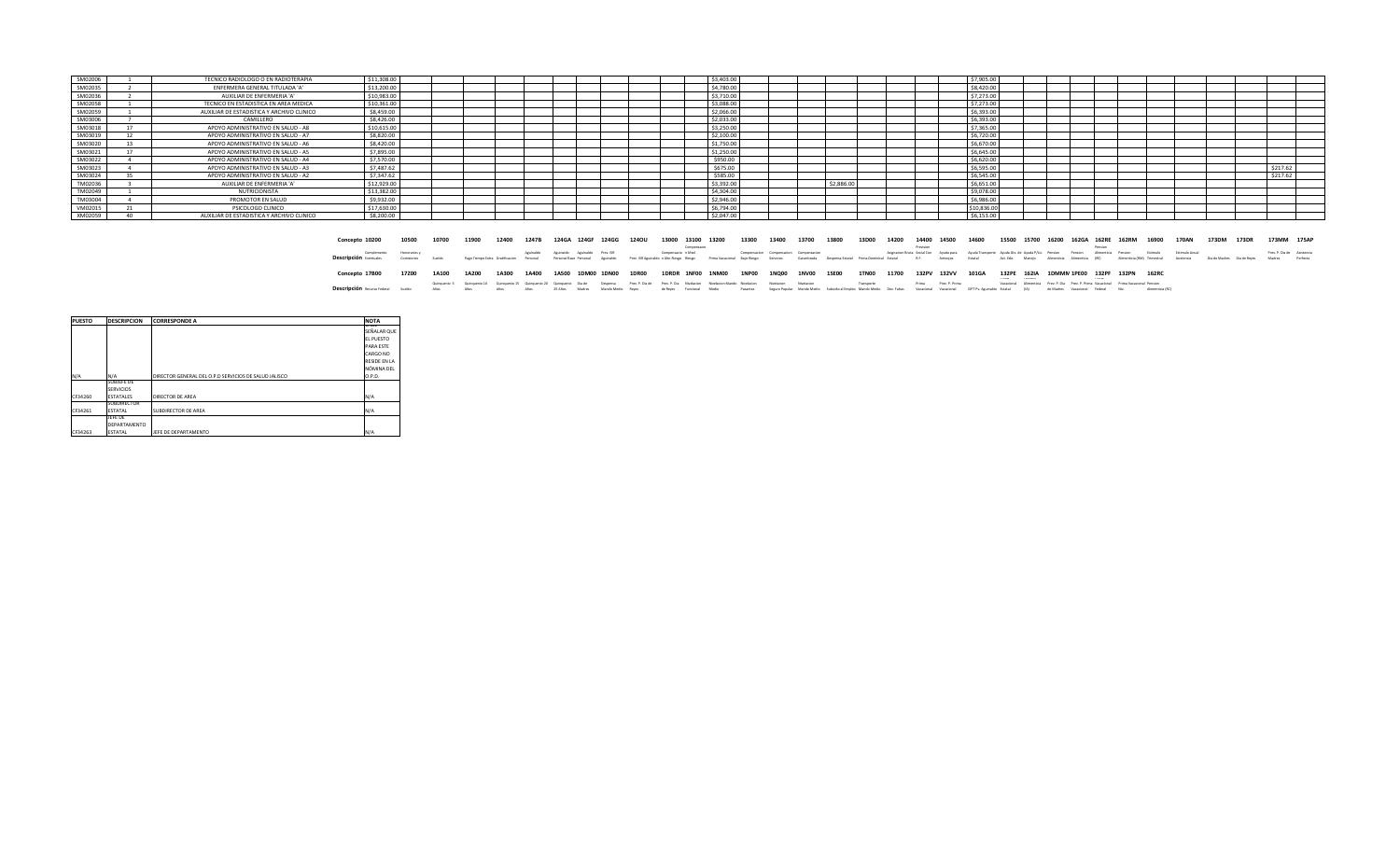| | | | | | | | | | | | | | | | | | | | | | | | | | | | | | | | | |
|---|---|---|---|---|---|---|---|---|---|---|---|---|---|---|---|---|---|---|---|---|---|---|---|---|---|---|---|---|---|---|---|---|
| SM02006 | 1 | TECNICO RADIOLOGO O EN RADIOTERAPIA | $11,308.00 | | | | | | | | | $3,403.00 | | | | | | | | | $7,905.00 | | | | | | | | | | | |
| SM02035 | 2 | ENFERMERA GENERAL TITULADA 'A' | $13,200.00 | | | | | | | | | $4,780.00 | | | | | | | | | $8,420.00 | | | | | | | | | | | |
| SM02036 | 2 | AUXILIAR DE ENFERMERIA 'A' | $10,983.00 | | | | | | | | | $3,710.00 | | | | | | | | | $7,273.00 | | | | | | | | | | | |
| SM02058 | 1 | TECNICO EN ESTADISTICA EN AREA MEDICA | $10,361.00 | | | | | | | | | $3,088.00 | | | | | | | | | $7,273.00 | | | | | | | | | | | |
| SM02059 | 1 | AUXILIAR DE ESTADISTICA Y ARCHIVO CLINICO | $8,459.00 | | | | | | | | | $2,066.00 | | | | | | | | | $6,393.00 | | | | | | | | | | | |
| SM03006 | 7 | CAMILLERO | $8,426.00 | | | | | | | | | $2,033.00 | | | | | | | | | $6,393.00 | | | | | | | | | | | |
| SM03018 | 17 | APOYO ADMINISTRATIVO EN SALUD - A8 | $10,615.00 | | | | | | | | | $3,250.00 | | | | | | | | | $7,365.00 | | | | | | | | | | | |
| SM03019 | 12 | APOYO ADMINISTRATIVO EN SALUD - A7 | $8,820.00 | | | | | | | | | $2,100.00 | | | | | | | | | $6,720.00 | | | | | | | | | | | |
| SM03020 | 13 | APOYO ADMINISTRATIVO EN SALUD - A6 | $8,420.00 | | | | | | | | | $1,750.00 | | | | | | | | | $6,670.00 | | | | | | | | | | | |
| SM03021 | 17 | APOYO ADMINISTRATIVO EN SALUD - A5 | $7,895.00 | | | | | | | | | $1,250.00 | | | | | | | | | $6,645.00 | | | | | | | | | | | |
| SM03022 | 4 | APOYO ADMINISTRATIVO EN SALUD - A4 | $7,570.00 | | | | | | | | | $950.00 | | | | | | | | | $6,620.00 | | | | | | | | | | | |
| SM03023 | 4 | APOYO ADMINISTRATIVO EN SALUD - A3 | $7,487.62 | | | | | | | | | $675.00 | | | | | | | | | $6,595.00 | | | | | | | | | | $217.62 | |
| SM03024 | 35 | APOYO ADMINISTRATIVO EN SALUD - A2 | $7,347.62 | | | | | | | | | $585.00 | | | | | | | | | $6,545.00 | | | | | | | | | | $217.62 | |
| TM02036 | 3 | AUXILIAR DE ENFERMERIA 'A' | $12,929.00 | | | | | | | | | $3,392.00 | | | | $2,886.00 | | | | | $6,651.00 | | | | | | | | | | | |
| TM02049 | 1 | NUTRICIONISTA | $13,382.00 | | | | | | | | | $4,304.00 | | | | | | | | | $9,078.00 | | | | | | | | | | | |
| TM03004 | 4 | PROMOTOR EN SALUD | $9,932.00 | | | | | | | | | $2,946.00 | | | | | | | | | $6,986.00 | | | | | | | | | | | |
| VM02015 | 21 | PSICOLOGO CLINICO | $17,630.00 | | | | | | | | | $6,794.00 | | | | | | | | | $10,836.00 | | | | | | | | | | | |
| XM02059 | 40 | AUXILIAR DE ESTADISTICA Y ARCHIVO CLINICO | $8,200.00 | | | | | | | | | $2,047.00 | | | | | | | | | $6,153.00 | | | | | | | | | | | |

**Concepto** 10200 10500 10700 11900 12400 1247B 124GA 124GF 124GG 124OU 13000 13100 13200 13300 13400 13700 13800 13D00 14200 14400 14500 14600 15500 15700 16200 162GA 162RE 162RM 16900 170AN 173DM 173DR 173MM 175AP

**Descripción**

**Concepto** 17800 17Z00 1A100 1A200 1A300 1A400 1A500 1DM00 1DN00 1DR00 1DRDR 1NF00 1NM00 1NP00 1NQ00 1NV00 15E00 1TN00 11700 132PV 132VV 101GA 132PE 162IA 1DMMN 1PE00 132PF 132PN 162RC

**Descripción**

| PUESTO | DESCRIPCION | CORRESPONDE A | NOTA |
|---|---|---|---|
| N/A | N/A | DIRECTOR GENERAL DEL O.P.D SERVICIOS DE SALUD JALISCO | SEÑALAR QUE EL PUESTO PARA ESTE CARGO NO RESIDE EN LA NÓMINA DEL O.P.D. |
| CF34260 | SUBDIR DE SERVICIOS ESTATALES | DIRECTOR DE AREA | N/A |
| CF34261 | SUBDIRECTOR ESTATAL | SUBDIRECTOR DE AREA | N/A |
| CF34263 | JEFE DE DEPARTAMENTO ESTATAL | JEFE DE DEPARTAMENTO | N/A |